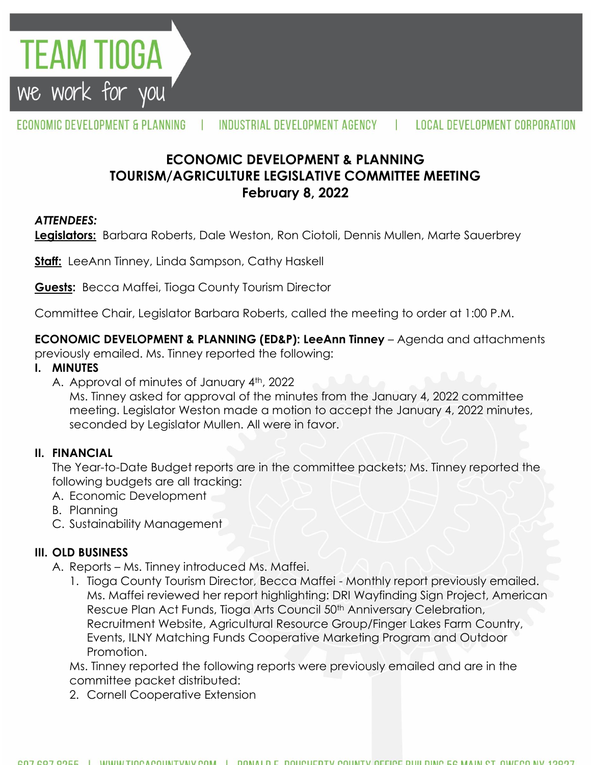**TEAM TIOGA**

we work for you

ECONOMIC DEVELOPMENT & PLANNING | INDUSTRIAL DEVELOPMENT AGENCY | LOCAL DEVELOPMENT CORPORATION

# ECONOMIC DEVELOPMENT & PLANNING
# TOURISM/AGRICULTURE LEGISLATIVE COMMITTEE MEETING
# February 8, 2022

***ATTENDEES:***

**Legislators:** Barbara Roberts, Dale Weston, Ron Ciotoli, Dennis Mullen, Marte Sauerbrey

**Staff:** LeeAnn Tinney, Linda Sampson, Cathy Haskell

**Guests:** Becca Maffei, Tioga County Tourism Director

Committee Chair, Legislator Barbara Roberts, called the meeting to order at 1:00 P.M.

**ECONOMIC DEVELOPMENT & PLANNING (ED&P): LeeAnn Tinney** – Agenda and attachments previously emailed. Ms. Tinney reported the following:

**I. MINUTES**

A. Approval of minutes of January 4th, 2022

Ms. Tinney asked for approval of the minutes from the January 4, 2022 committee meeting. Legislator Weston made a motion to accept the January 4, 2022 minutes, seconded by Legislator Mullen. All were in favor.

**II. FINANCIAL**

The Year-to-Date Budget reports are in the committee packets; Ms. Tinney reported the following budgets are all tracking:

A. Economic Development
B. Planning
C. Sustainability Management

**III. OLD BUSINESS**

A. Reports – Ms. Tinney introduced Ms. Maffei.

1. Tioga County Tourism Director, Becca Maffei - Monthly report previously emailed. Ms. Maffei reviewed her report highlighting: DRI Wayfinding Sign Project, American Rescue Plan Act Funds, Tioga Arts Council 50th Anniversary Celebration, Recruitment Website, Agricultural Resource Group/Finger Lakes Farm Country, Events, ILNY Matching Funds Cooperative Marketing Program and Outdoor Promotion.

Ms. Tinney reported the following reports were previously emailed and are in the committee packet distributed:

2. Cornell Cooperative Extension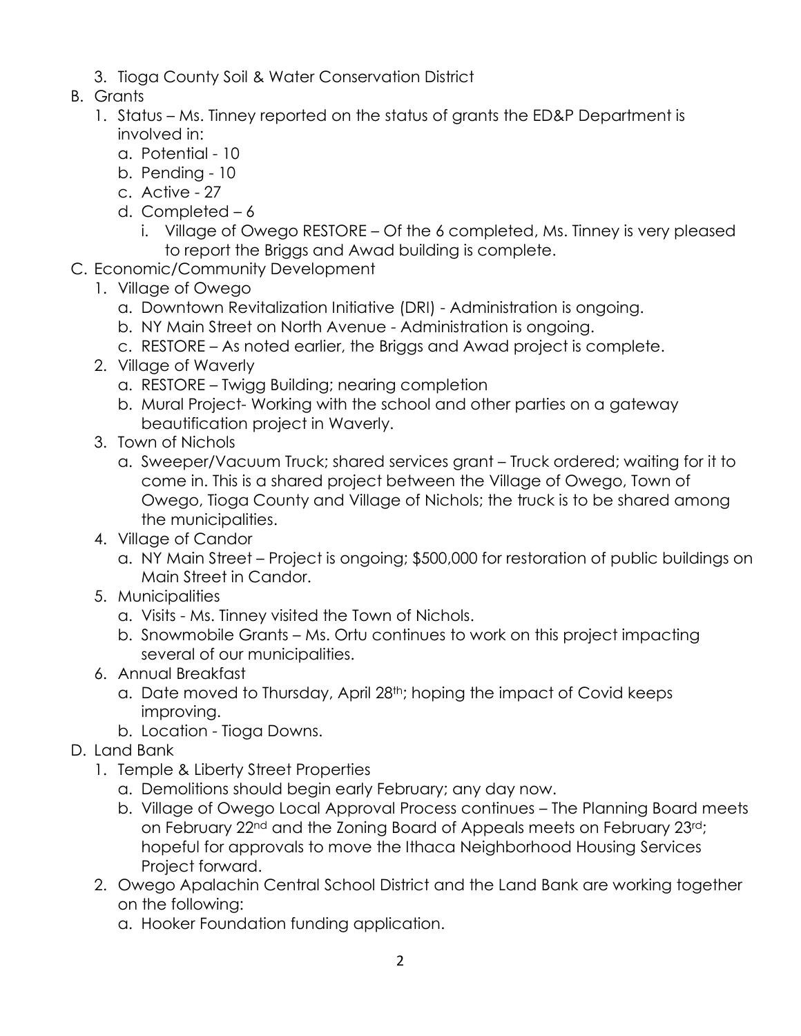3. Tioga County Soil & Water Conservation District

B. Grants
   1. Status – Ms. Tinney reported on the status of grants the ED&P Department is involved in:
      a. Potential - 10
      b. Pending - 10
      c. Active - 27
      d. Completed – 6
         i. Village of Owego RESTORE – Of the 6 completed, Ms. Tinney is very pleased to report the Briggs and Awad building is complete.

C. Economic/Community Development
   1. Village of Owego
      a. Downtown Revitalization Initiative (DRI) - Administration is ongoing.
      b. NY Main Street on North Avenue - Administration is ongoing.
      c. RESTORE – As noted earlier, the Briggs and Awad project is complete.
   2. Village of Waverly
      a. RESTORE – Twigg Building; nearing completion
      b. Mural Project- Working with the school and other parties on a gateway beautification project in Waverly.
   3. Town of Nichols
      a. Sweeper/Vacuum Truck; shared services grant – Truck ordered; waiting for it to come in. This is a shared project between the Village of Owego, Town of Owego, Tioga County and Village of Nichols; the truck is to be shared among the municipalities.
   4. Village of Candor
      a. NY Main Street – Project is ongoing; $500,000 for restoration of public buildings on Main Street in Candor.
   5. Municipalities
      a. Visits - Ms. Tinney visited the Town of Nichols.
      b. Snowmobile Grants – Ms. Ortu continues to work on this project impacting several of our municipalities.
   6. Annual Breakfast
      a. Date moved to Thursday, April 28th; hoping the impact of Covid keeps improving.
      b. Location - Tioga Downs.

D. Land Bank
   1. Temple & Liberty Street Properties
      a. Demolitions should begin early February; any day now.
      b. Village of Owego Local Approval Process continues – The Planning Board meets on February 22nd and the Zoning Board of Appeals meets on February 23rd; hopeful for approvals to move the Ithaca Neighborhood Housing Services Project forward.
   2. Owego Apalachin Central School District and the Land Bank are working together on the following:
      a. Hooker Foundation funding application.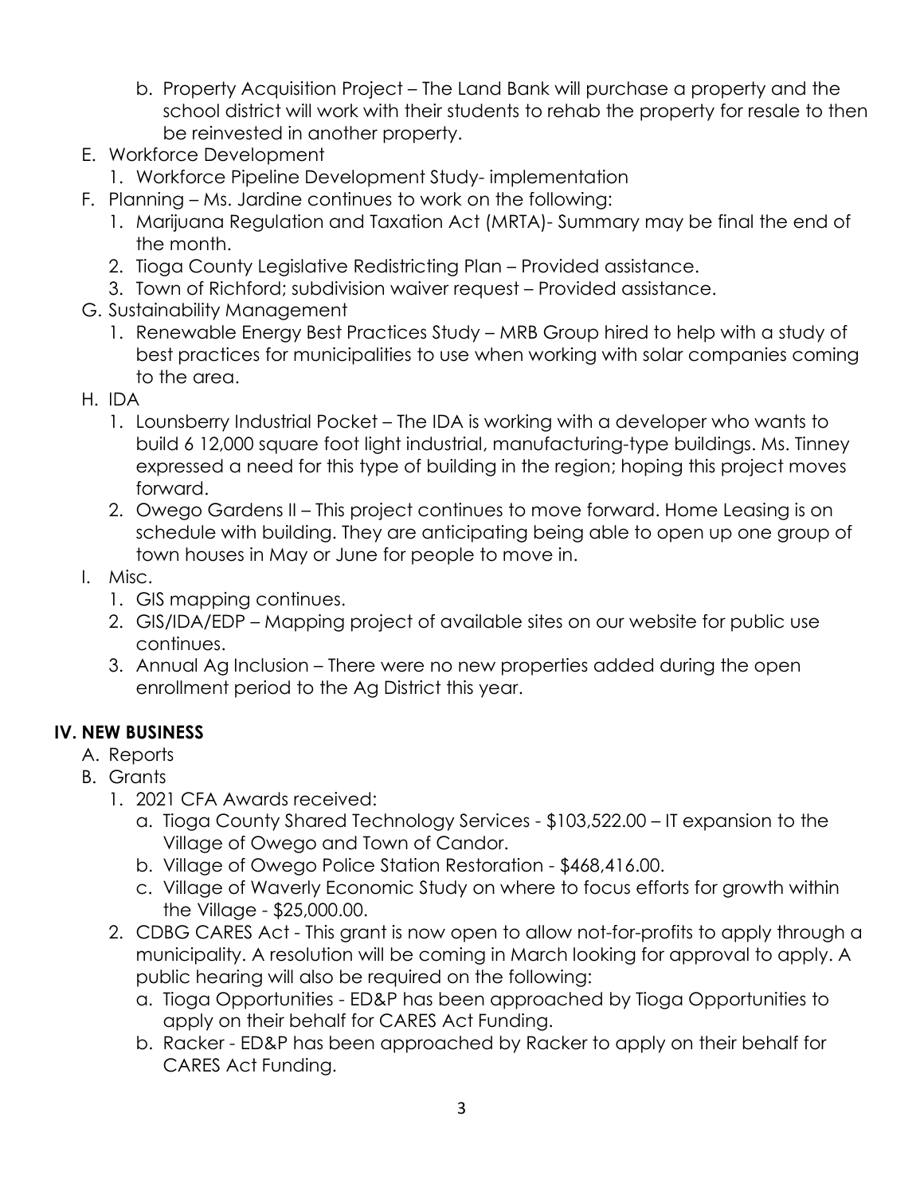b. Property Acquisition Project – The Land Bank will purchase a property and the school district will work with their students to rehab the property for resale to then be reinvested in another property.

E. Workforce Development
   1. Workforce Pipeline Development Study- implementation

F. Planning – Ms. Jardine continues to work on the following:
   1. Marijuana Regulation and Taxation Act (MRTA)- Summary may be final the end of the month.
   2. Tioga County Legislative Redistricting Plan – Provided assistance.
   3. Town of Richford; subdivision waiver request – Provided assistance.

G. Sustainability Management
   1. Renewable Energy Best Practices Study – MRB Group hired to help with a study of best practices for municipalities to use when working with solar companies coming to the area.

H. IDA
   1. Lounsberry Industrial Pocket – The IDA is working with a developer who wants to build 6 12,000 square foot light industrial, manufacturing-type buildings. Ms. Tinney expressed a need for this type of building in the region; hoping this project moves forward.
   2. Owego Gardens II – This project continues to move forward. Home Leasing is on schedule with building. They are anticipating being able to open up one group of town houses in May or June for people to move in.

I. Misc.
   1. GIS mapping continues.
   2. GIS/IDA/EDP – Mapping project of available sites on our website for public use continues.
   3. Annual Ag Inclusion – There were no new properties added during the open enrollment period to the Ag District this year.

## IV. NEW BUSINESS

A. Reports

B. Grants
   1. 2021 CFA Awards received:
      a. Tioga County Shared Technology Services - $103,522.00 – IT expansion to the Village of Owego and Town of Candor.
      b. Village of Owego Police Station Restoration - $468,416.00.
      c. Village of Waverly Economic Study on where to focus efforts for growth within the Village - $25,000.00.
   2. CDBG CARES Act - This grant is now open to allow not-for-profits to apply through a municipality. A resolution will be coming in March looking for approval to apply. A public hearing will also be required on the following:
      a. Tioga Opportunities - ED&P has been approached by Tioga Opportunities to apply on their behalf for CARES Act Funding.
      b. Racker - ED&P has been approached by Racker to apply on their behalf for CARES Act Funding.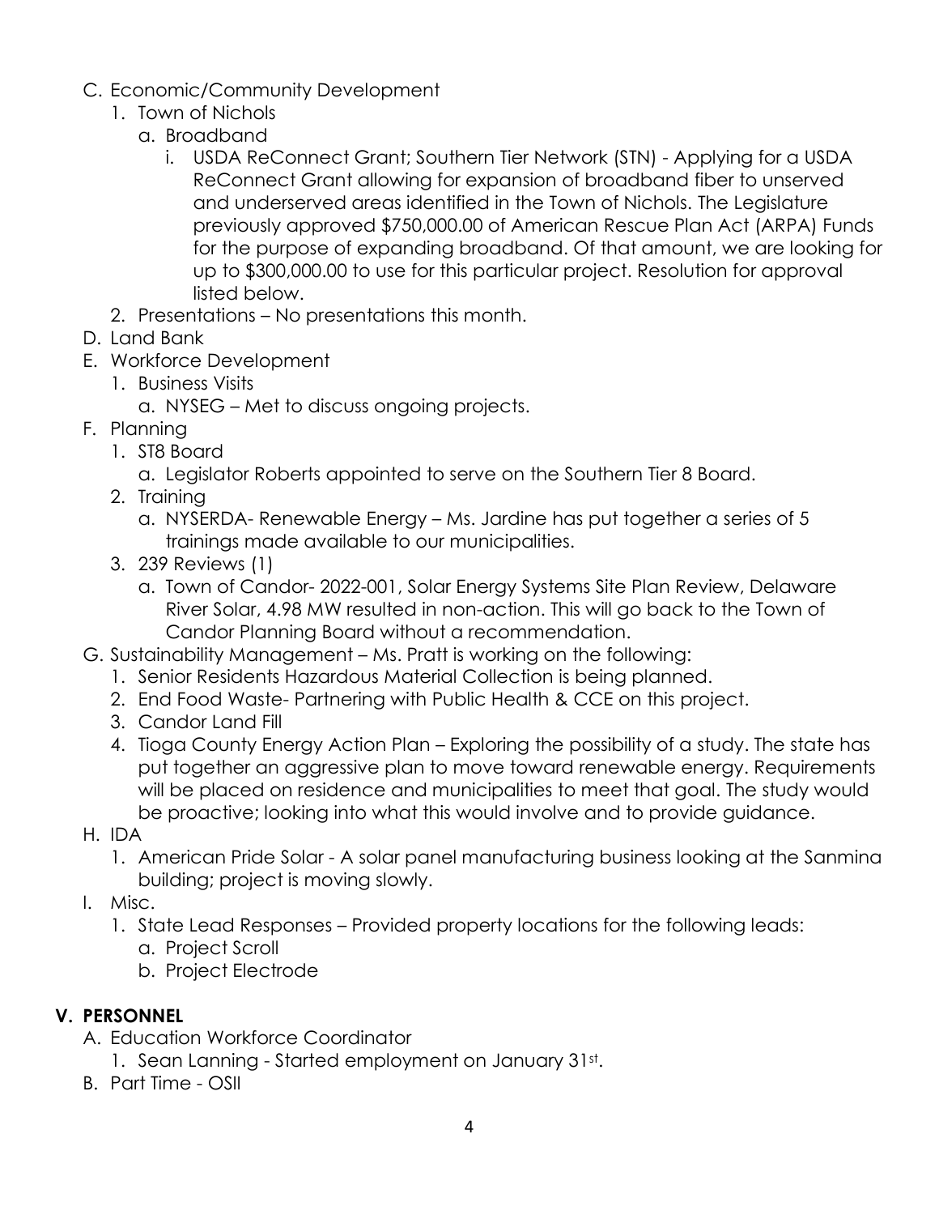C. Economic/Community Development
   1. Town of Nichols
      a. Broadband
         i. USDA ReConnect Grant; Southern Tier Network (STN) - Applying for a USDA ReConnect Grant allowing for expansion of broadband fiber to unserved and underserved areas identified in the Town of Nichols. The Legislature previously approved $750,000.00 of American Rescue Plan Act (ARPA) Funds for the purpose of expanding broadband. Of that amount, we are looking for up to $300,000.00 to use for this particular project. Resolution for approval listed below.
   2. Presentations – No presentations this month.

D. Land Bank

E. Workforce Development
   1. Business Visits
      a. NYSEG – Met to discuss ongoing projects.

F. Planning
   1. ST8 Board
      a. Legislator Roberts appointed to serve on the Southern Tier 8 Board.
   2. Training
      a. NYSERDA- Renewable Energy – Ms. Jardine has put together a series of 5 trainings made available to our municipalities.
   3. 239 Reviews (1)
      a. Town of Candor- 2022-001, Solar Energy Systems Site Plan Review, Delaware River Solar, 4.98 MW resulted in non-action. This will go back to the Town of Candor Planning Board without a recommendation.

G. Sustainability Management – Ms. Pratt is working on the following:
   1. Senior Residents Hazardous Material Collection is being planned.
   2. End Food Waste- Partnering with Public Health & CCE on this project.
   3. Candor Land Fill
   4. Tioga County Energy Action Plan – Exploring the possibility of a study. The state has put together an aggressive plan to move toward renewable energy. Requirements will be placed on residence and municipalities to meet that goal. The study would be proactive; looking into what this would involve and to provide guidance.

H. IDA
   1. American Pride Solar - A solar panel manufacturing business looking at the Sanmina building; project is moving slowly.

I. Misc.
   1. State Lead Responses – Provided property locations for the following leads:
      a. Project Scroll
      b. Project Electrode

## V. PERSONNEL

A. Education Workforce Coordinator
   1. Sean Lanning - Started employment on January 31st.

B. Part Time - OSII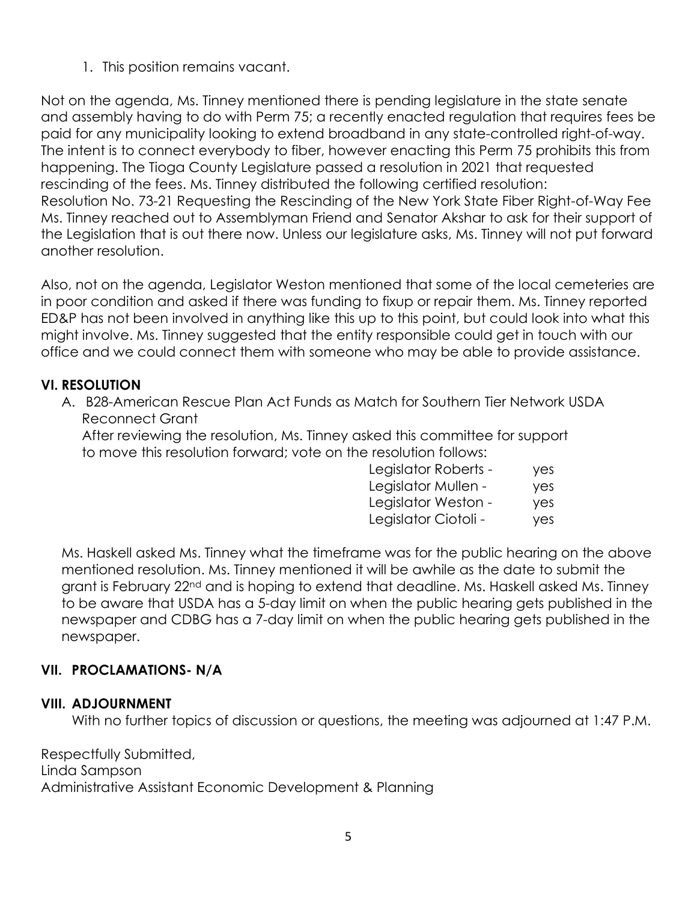1. This position remains vacant.

Not on the agenda, Ms. Tinney mentioned there is pending legislature in the state senate and assembly having to do with Perm 75; a recently enacted regulation that requires fees be paid for any municipality looking to extend broadband in any state-controlled right-of-way. The intent is to connect everybody to fiber, however enacting this Perm 75 prohibits this from happening. The Tioga County Legislature passed a resolution in 2021 that requested rescinding of the fees. Ms. Tinney distributed the following certified resolution:
Resolution No. 73-21 Requesting the Rescinding of the New York State Fiber Right-of-Way Fee
Ms. Tinney reached out to Assemblyman Friend and Senator Akshar to ask for their support of the Legislation that is out there now. Unless our legislature asks, Ms. Tinney will not put forward another resolution.

Also, not on the agenda, Legislator Weston mentioned that some of the local cemeteries are in poor condition and asked if there was funding to fixup or repair them. Ms. Tinney reported ED&P has not been involved in anything like this up to this point, but could look into what this might involve. Ms. Tinney suggested that the entity responsible could get in touch with our office and we could connect them with someone who may be able to provide assistance.

## VI. RESOLUTION

A. B28-American Rescue Plan Act Funds as Match for Southern Tier Network USDA Reconnect Grant
After reviewing the resolution, Ms. Tinney asked this committee for support to move this resolution forward; vote on the resolution follows:

| | |
|---|---|
| Legislator Roberts - | yes |
| Legislator Mullen - | yes |
| Legislator Weston - | yes |
| Legislator Ciotoli - | yes |

Ms. Haskell asked Ms. Tinney what the timeframe was for the public hearing on the above mentioned resolution. Ms. Tinney mentioned it will be awhile as the date to submit the grant is February 22nd and is hoping to extend that deadline. Ms. Haskell asked Ms. Tinney to be aware that USDA has a 5-day limit on when the public hearing gets published in the newspaper and CDBG has a 7-day limit on when the public hearing gets published in the newspaper.

## VII. PROCLAMATIONS- N/A

## VIII. ADJOURNMENT

With no further topics of discussion or questions, the meeting was adjourned at 1:47 P.M.

Respectfully Submitted,
Linda Sampson
Administrative Assistant Economic Development & Planning